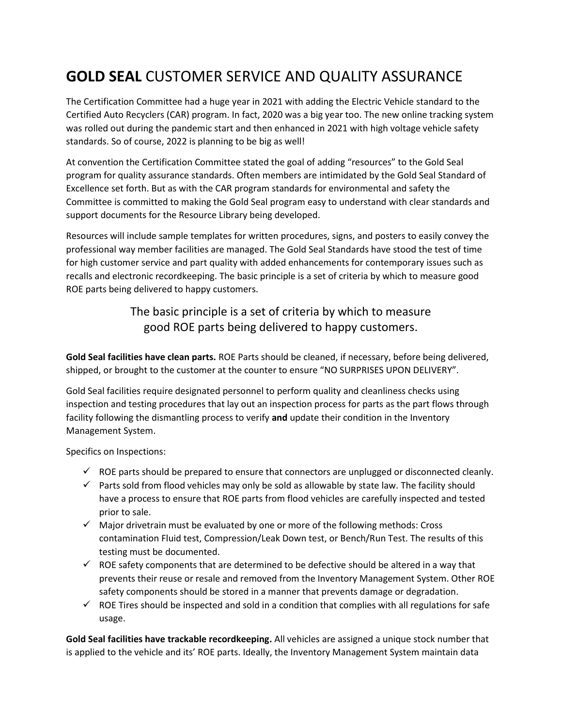# **GOLD SEAL** CUSTOMER SERVICE AND QUALITY ASSURANCE

The Certification Committee had a huge year in 2021 with adding the Electric Vehicle standard to the Certified Auto Recyclers (CAR) program. In fact, 2020 was a big year too. The new online tracking system was rolled out during the pandemic start and then enhanced in 2021 with high voltage vehicle safety standards. So of course, 2022 is planning to be big as well!

At convention the Certification Committee stated the goal of adding "resources" to the Gold Seal program for quality assurance standards. Often members are intimidated by the Gold Seal Standard of Excellence set forth. But as with the CAR program standards for environmental and safety the Committee is committed to making the Gold Seal program easy to understand with clear standards and support documents for the Resource Library being developed.

Resources will include sample templates for written procedures, signs, and posters to easily convey the professional way member facilities are managed. The Gold Seal Standards have stood the test of time for high customer service and part quality with added enhancements for contemporary issues such as recalls and electronic recordkeeping. The basic principle is a set of criteria by which to measure good ROE parts being delivered to happy customers.

> The basic principle is a set of criteria by which to measure good ROE parts being delivered to happy customers.

**Gold Seal facilities have clean parts.** ROE Parts should be cleaned, if necessary, before being delivered, shipped, or brought to the customer at the counter to ensure "NO SURPRISES UPON DELIVERY".

Gold Seal facilities require designated personnel to perform quality and cleanliness checks using inspection and testing procedures that lay out an inspection process for parts as the part flows through facility following the dismantling process to verify **and** update their condition in the Inventory Management System.

Specifics on Inspections:

- ✓ ROE parts should be prepared to ensure that connectors are unplugged or disconnected cleanly.
- ✓ Parts sold from flood vehicles may only be sold as allowable by state law. The facility should have a process to ensure that ROE parts from flood vehicles are carefully inspected and tested prior to sale.
- ✓ Major drivetrain must be evaluated by one or more of the following methods: Cross contamination Fluid test, Compression/Leak Down test, or Bench/Run Test. The results of this testing must be documented.
- ✓ ROE safety components that are determined to be defective should be altered in a way that prevents their reuse or resale and removed from the Inventory Management System. Other ROE safety components should be stored in a manner that prevents damage or degradation.
- ✓ ROE Tires should be inspected and sold in a condition that complies with all regulations for safe usage.

**Gold Seal facilities have trackable recordkeeping.** All vehicles are assigned a unique stock number that is applied to the vehicle and its' ROE parts. Ideally, the Inventory Management System maintain data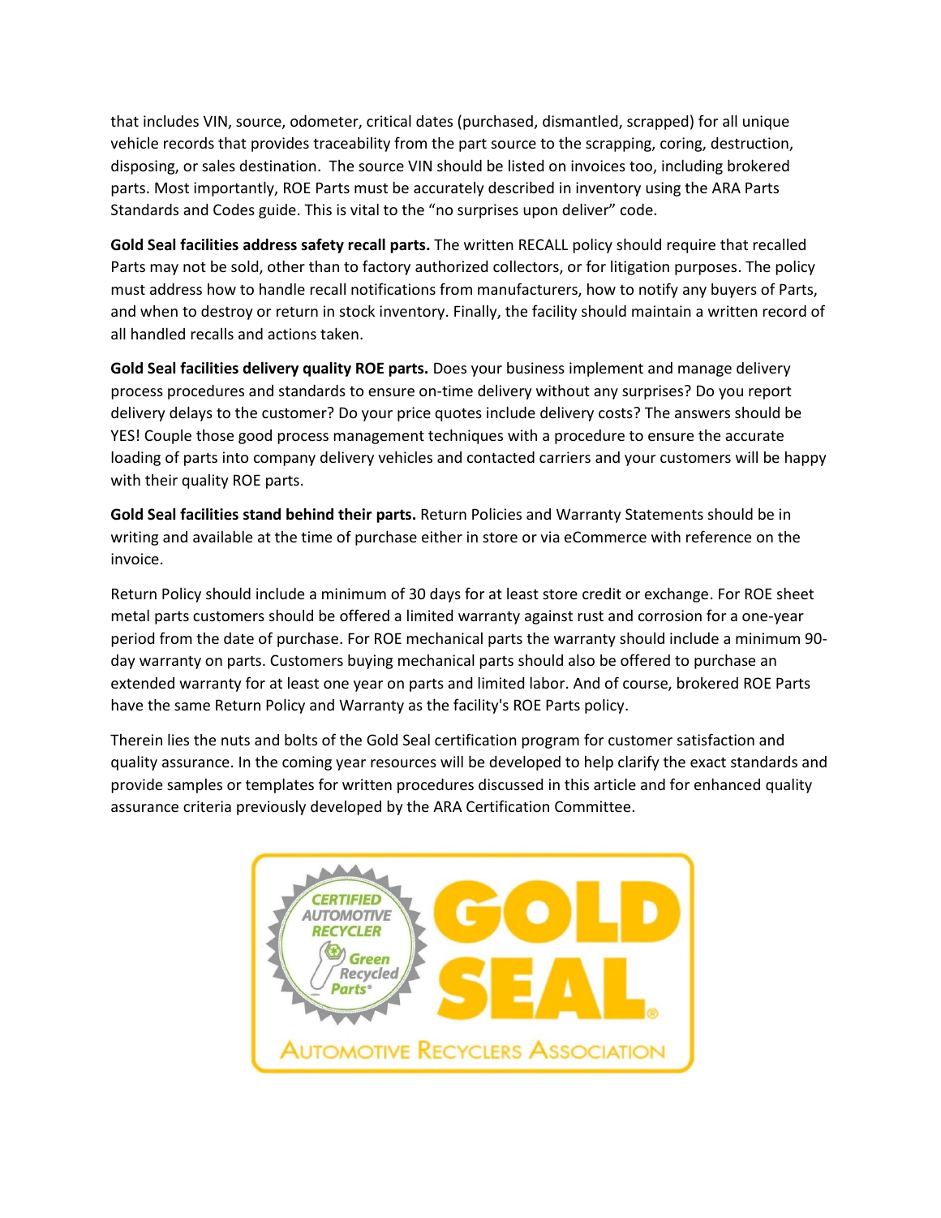that includes VIN, source, odometer, critical dates (purchased, dismantled, scrapped) for all unique vehicle records that provides traceability from the part source to the scrapping, coring, destruction, disposing, or sales destination. The source VIN should be listed on invoices too, including brokered parts. Most importantly, ROE Parts must be accurately described in inventory using the ARA Parts Standards and Codes guide. This is vital to the "no surprises upon deliver" code.

**Gold Seal facilities address safety recall parts.** The written RECALL policy should require that recalled Parts may not be sold, other than to factory authorized collectors, or for litigation purposes. The policy must address how to handle recall notifications from manufacturers, how to notify any buyers of Parts, and when to destroy or return in stock inventory. Finally, the facility should maintain a written record of all handled recalls and actions taken.

**Gold Seal facilities delivery quality ROE parts.** Does your business implement and manage delivery process procedures and standards to ensure on-time delivery without any surprises? Do you report delivery delays to the customer? Do your price quotes include delivery costs? The answers should be YES! Couple those good process management techniques with a procedure to ensure the accurate loading of parts into company delivery vehicles and contacted carriers and your customers will be happy with their quality ROE parts.

**Gold Seal facilities stand behind their parts.** Return Policies and Warranty Statements should be in writing and available at the time of purchase either in store or via eCommerce with reference on the invoice.

Return Policy should include a minimum of 30 days for at least store credit or exchange. For ROE sheet metal parts customers should be offered a limited warranty against rust and corrosion for a one-year period from the date of purchase. For ROE mechanical parts the warranty should include a minimum 90-day warranty on parts. Customers buying mechanical parts should also be offered to purchase an extended warranty for at least one year on parts and limited labor. And of course, brokered ROE Parts have the same Return Policy and Warranty as the facility's ROE Parts policy.

Therein lies the nuts and bolts of the Gold Seal certification program for customer satisfaction and quality assurance. In the coming year resources will be developed to help clarify the exact standards and provide samples or templates for written procedures discussed in this article and for enhanced quality assurance criteria previously developed by the ARA Certification Committee.